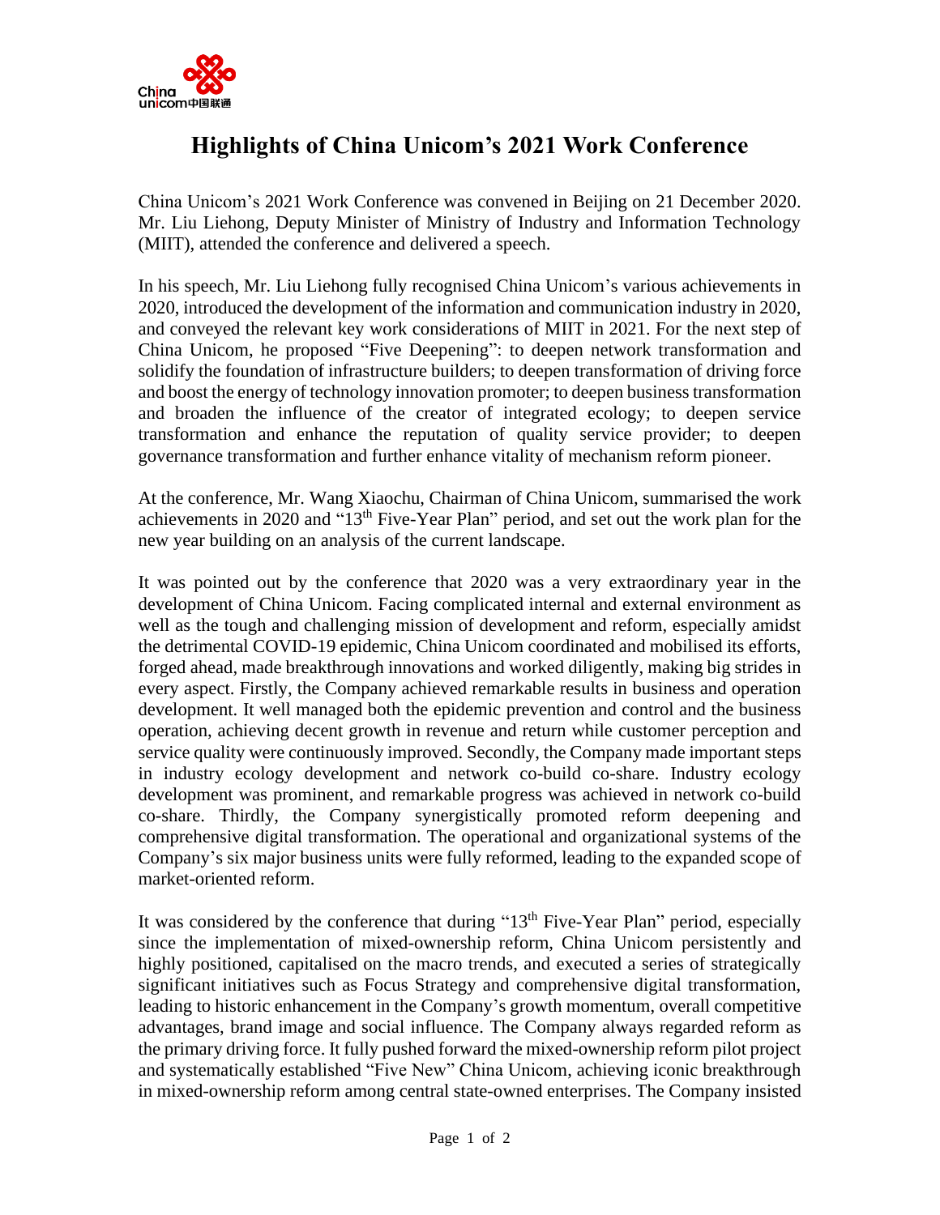# Highlights of China Unicom's 2021 Work Conference

China Unicom's 2021 Work Conference was convened in Beijing on 21 December 2020. Mr. Liu Liehong, Deputy Minister of Ministry of Industry and Information Technology (MIIT), attended the conference and delivered a speech.

In his speech, Mr. Liu Liehong fully recognised China Unicom's various achievements in 2020, introduced the development of the information and communication industry in 2020, and conveyed the relevant key work considerations of MIIT in 2021. For the next step of China Unicom, he proposed "Five Deepening": to deepen network transformation and solidify the foundation of infrastructure builders; to deepen transformation of driving force and boost the energy of technology innovation promoter; to deepen business transformation and broaden the influence of the creator of integrated ecology; to deepen service transformation and enhance the reputation of quality service provider; to deepen governance transformation and further enhance vitality of mechanism reform pioneer.

At the conference, Mr. Wang Xiaochu, Chairman of China Unicom, summarised the work achievements in 2020 and "13th Five-Year Plan" period, and set out the work plan for the new year building on an analysis of the current landscape.

It was pointed out by the conference that 2020 was a very extraordinary year in the development of China Unicom. Facing complicated internal and external environment as well as the tough and challenging mission of development and reform, especially amidst the detrimental COVID-19 epidemic, China Unicom coordinated and mobilised its efforts, forged ahead, made breakthrough innovations and worked diligently, making big strides in every aspect. Firstly, the Company achieved remarkable results in business and operation development. It well managed both the epidemic prevention and control and the business operation, achieving decent growth in revenue and return while customer perception and service quality were continuously improved. Secondly, the Company made important steps in industry ecology development and network co-build co-share. Industry ecology development was prominent, and remarkable progress was achieved in network co-build co-share. Thirdly, the Company synergistically promoted reform deepening and comprehensive digital transformation. The operational and organizational systems of the Company's six major business units were fully reformed, leading to the expanded scope of market-oriented reform.

It was considered by the conference that during "13th Five-Year Plan" period, especially since the implementation of mixed-ownership reform, China Unicom persistently and highly positioned, capitalised on the macro trends, and executed a series of strategically significant initiatives such as Focus Strategy and comprehensive digital transformation, leading to historic enhancement in the Company's growth momentum, overall competitive advantages, brand image and social influence. The Company always regarded reform as the primary driving force. It fully pushed forward the mixed-ownership reform pilot project and systematically established "Five New" China Unicom, achieving iconic breakthrough in mixed-ownership reform among central state-owned enterprises. The Company insisted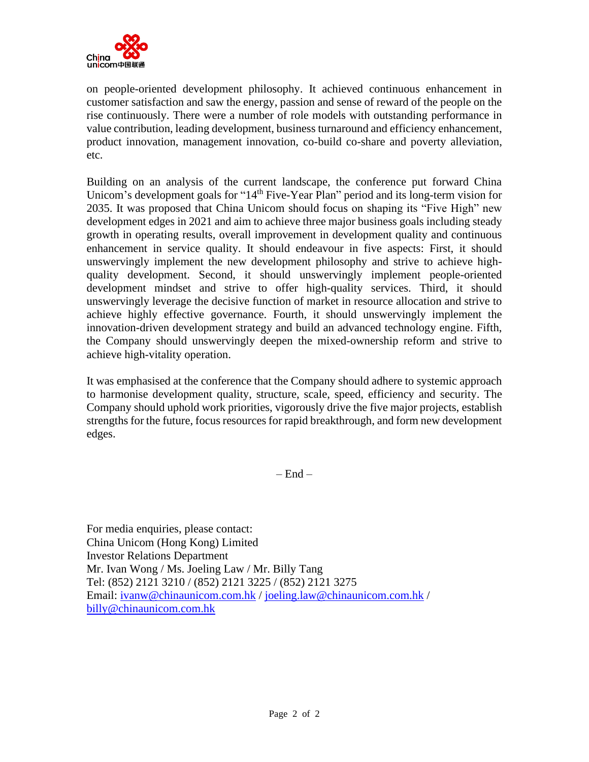on people-oriented development philosophy. It achieved continuous enhancement in customer satisfaction and saw the energy, passion and sense of reward of the people on the rise continuously. There were a number of role models with outstanding performance in value contribution, leading development, business turnaround and efficiency enhancement, product innovation, management innovation, co-build co-share and poverty alleviation, etc.

Building on an analysis of the current landscape, the conference put forward China Unicom's development goals for "14th Five-Year Plan" period and its long-term vision for 2035. It was proposed that China Unicom should focus on shaping its "Five High" new development edges in 2021 and aim to achieve three major business goals including steady growth in operating results, overall improvement in development quality and continuous enhancement in service quality. It should endeavour in five aspects: First, it should unswervingly implement the new development philosophy and strive to achieve high-quality development. Second, it should unswervingly implement people-oriented development mindset and strive to offer high-quality services. Third, it should unswervingly leverage the decisive function of market in resource allocation and strive to achieve highly effective governance. Fourth, it should unswervingly implement the innovation-driven development strategy and build an advanced technology engine. Fifth, the Company should unswervingly deepen the mixed-ownership reform and strive to achieve high-vitality operation.

It was emphasised at the conference that the Company should adhere to systemic approach to harmonise development quality, structure, scale, speed, efficiency and security. The Company should uphold work priorities, vigorously drive the five major projects, establish strengths for the future, focus resources for rapid breakthrough, and form new development edges.

– End –

For media enquiries, please contact:
China Unicom (Hong Kong) Limited
Investor Relations Department
Mr. Ivan Wong / Ms. Joeling Law / Mr. Billy Tang
Tel: (852) 2121 3210 / (852) 2121 3225 / (852) 2121 3275
Email: ivanw@chinaunicom.com.hk / joeling.law@chinaunicom.com.hk / billy@chinaunicom.com.hk